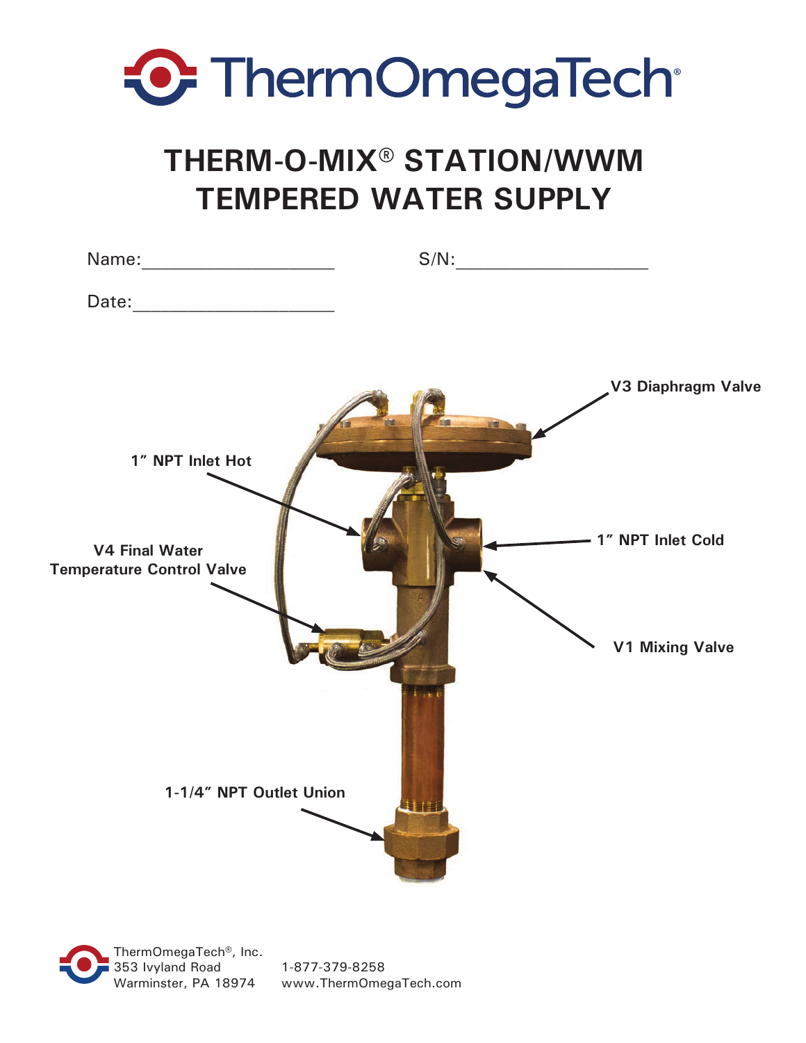ThermOmegaTech®

# THERM-O-MIX® STATION/WWM TEMPERED WATER SUPPLY

Name:____________________ S/N:____________________

Date:____________________

V3 Diaphragm Valve

1" NPT Inlet Hot

1" NPT Inlet Cold

V4 Final Water Temperature Control Valve

V1 Mixing Valve

1-1/4" NPT Outlet Union

ThermOmegaTech®, Inc.
353 Ivyland Road
Warminster, PA 18974

1-877-379-8258
www.ThermOmegaTech.com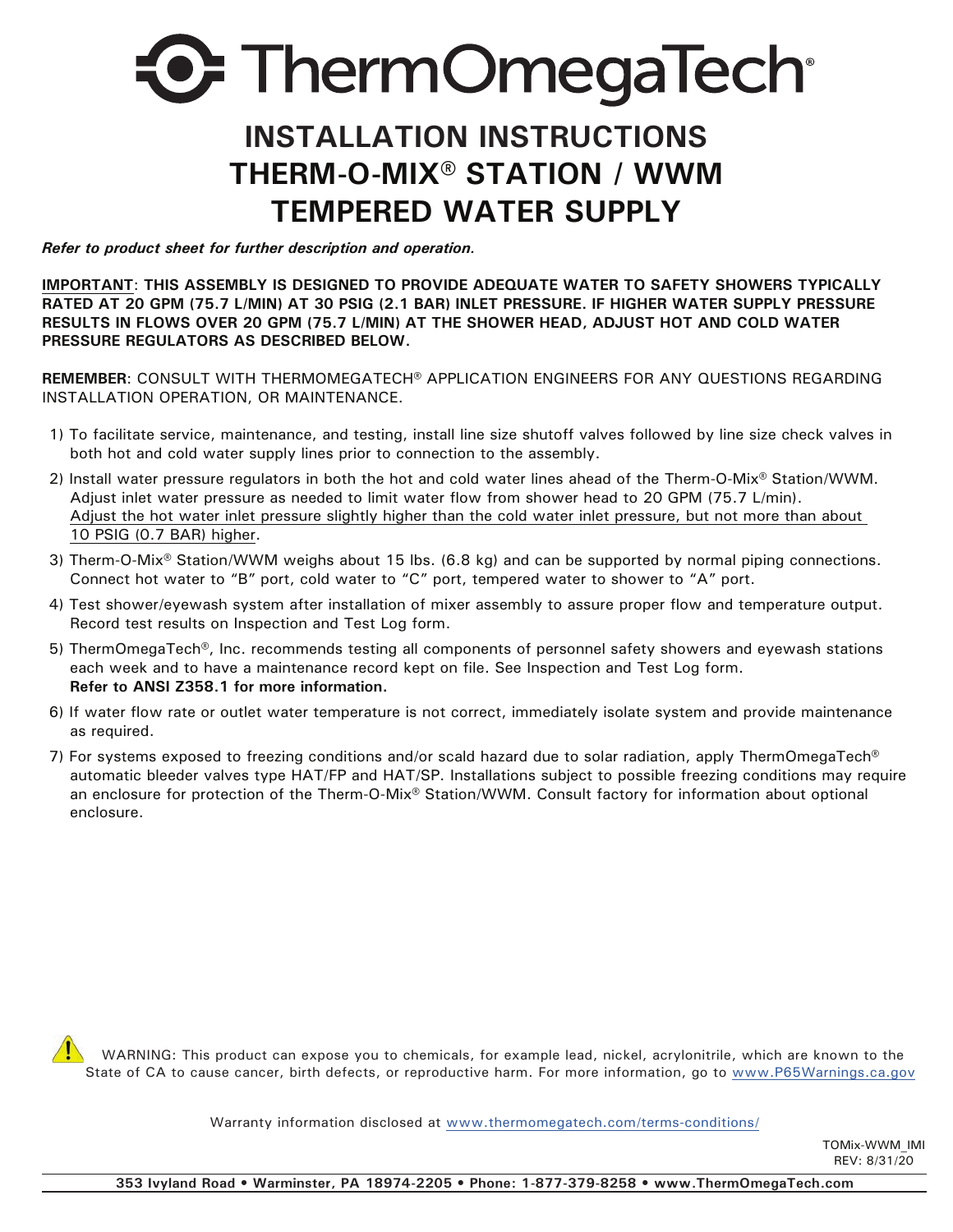# ThermOmegaTech®

## INSTALLATION INSTRUCTIONS
## THERM-O-MIX® STATION / WWM
## TEMPERED WATER SUPPLY

***Refer to product sheet for further description and operation.***

**IMPORTANT: THIS ASSEMBLY IS DESIGNED TO PROVIDE ADEQUATE WATER TO SAFETY SHOWERS TYPICALLY RATED AT 20 GPM (75.7 L/MIN) AT 30 PSIG (2.1 BAR) INLET PRESSURE. IF HIGHER WATER SUPPLY PRESSURE RESULTS IN FLOWS OVER 20 GPM (75.7 L/MIN) AT THE SHOWER HEAD, ADJUST HOT AND COLD WATER PRESSURE REGULATORS AS DESCRIBED BELOW.**

**REMEMBER**: CONSULT WITH THERMOMEGATECH® APPLICATION ENGINEERS FOR ANY QUESTIONS REGARDING INSTALLATION OPERATION, OR MAINTENANCE.

1) To facilitate service, maintenance, and testing, install line size shutoff valves followed by line size check valves in both hot and cold water supply lines prior to connection to the assembly.
2) Install water pressure regulators in both the hot and cold water lines ahead of the Therm-O-Mix® Station/WWM. Adjust inlet water pressure as needed to limit water flow from shower head to 20 GPM (75.7 L/min). Adjust the hot water inlet pressure slightly higher than the cold water inlet pressure, but not more than about 10 PSIG (0.7 BAR) higher.
3) Therm-O-Mix® Station/WWM weighs about 15 lbs. (6.8 kg) and can be supported by normal piping connections. Connect hot water to "B" port, cold water to "C" port, tempered water to shower to "A" port.
4) Test shower/eyewash system after installation of mixer assembly to assure proper flow and temperature output. Record test results on Inspection and Test Log form.
5) ThermOmegaTech®, Inc. recommends testing all components of personnel safety showers and eyewash stations each week and to have a maintenance record kept on file. See Inspection and Test Log form. **Refer to ANSI Z358.1 for more information.**
6) If water flow rate or outlet water temperature is not correct, immediately isolate system and provide maintenance as required.
7) For systems exposed to freezing conditions and/or scald hazard due to solar radiation, apply ThermOmegaTech® automatic bleeder valves type HAT/FP and HAT/SP. Installations subject to possible freezing conditions may require an enclosure for protection of the Therm-O-Mix® Station/WWM. Consult factory for information about optional enclosure.

WARNING: This product can expose you to chemicals, for example lead, nickel, acrylonitrile, which are known to the State of CA to cause cancer, birth defects, or reproductive harm. For more information, go to www.P65Warnings.ca.gov

Warranty information disclosed at www.thermomegatech.com/terms-conditions/

TOMix-WWM_IMI
REV: 8/31/20

**353 Ivyland Road • Warminster, PA 18974-2205 • Phone: 1-877-379-8258 • www.ThermOmegaTech.com**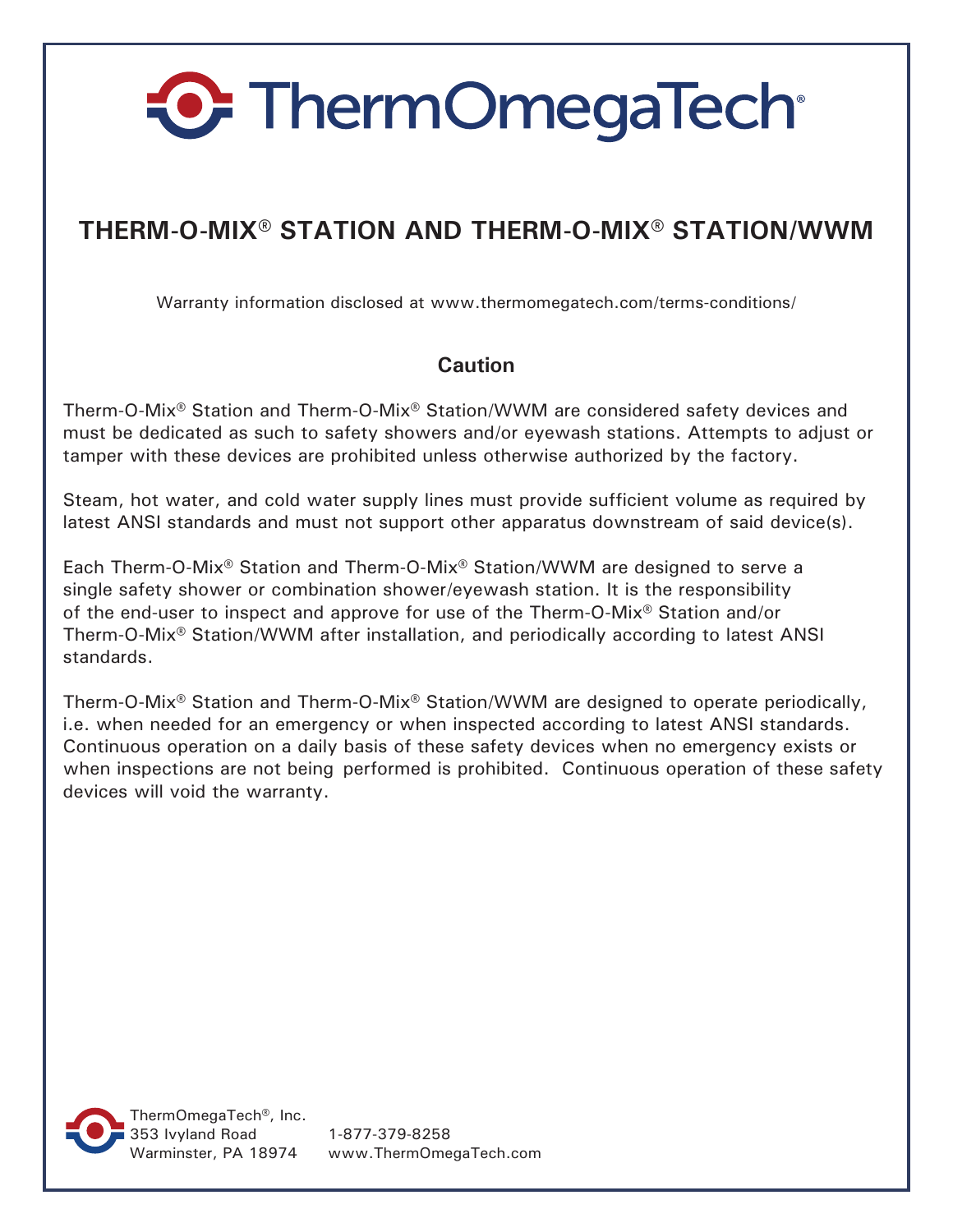# ThermOmegaTech®

## THERM-O-MIX® STATION AND THERM-O-MIX® STATION/WWM

Warranty information disclosed at www.thermomegatech.com/terms-conditions/

### Caution

Therm-O-Mix® Station and Therm-O-Mix® Station/WWM are considered safety devices and must be dedicated as such to safety showers and/or eyewash stations. Attempts to adjust or tamper with these devices are prohibited unless otherwise authorized by the factory.

Steam, hot water, and cold water supply lines must provide sufficient volume as required by latest ANSI standards and must not support other apparatus downstream of said device(s).

Each Therm-O-Mix® Station and Therm-O-Mix® Station/WWM are designed to serve a single safety shower or combination shower/eyewash station. It is the responsibility of the end-user to inspect and approve for use of the Therm-O-Mix® Station and/or Therm-O-Mix® Station/WWM after installation, and periodically according to latest ANSI standards.

Therm-O-Mix® Station and Therm-O-Mix® Station/WWM are designed to operate periodically, i.e. when needed for an emergency or when inspected according to latest ANSI standards. Continuous operation on a daily basis of these safety devices when no emergency exists or when inspections are not being performed is prohibited. Continuous operation of these safety devices will void the warranty.

ThermOmegaTech®, Inc.
353 Ivyland Road
Warminster, PA 18974

1-877-379-8258
www.ThermOmegaTech.com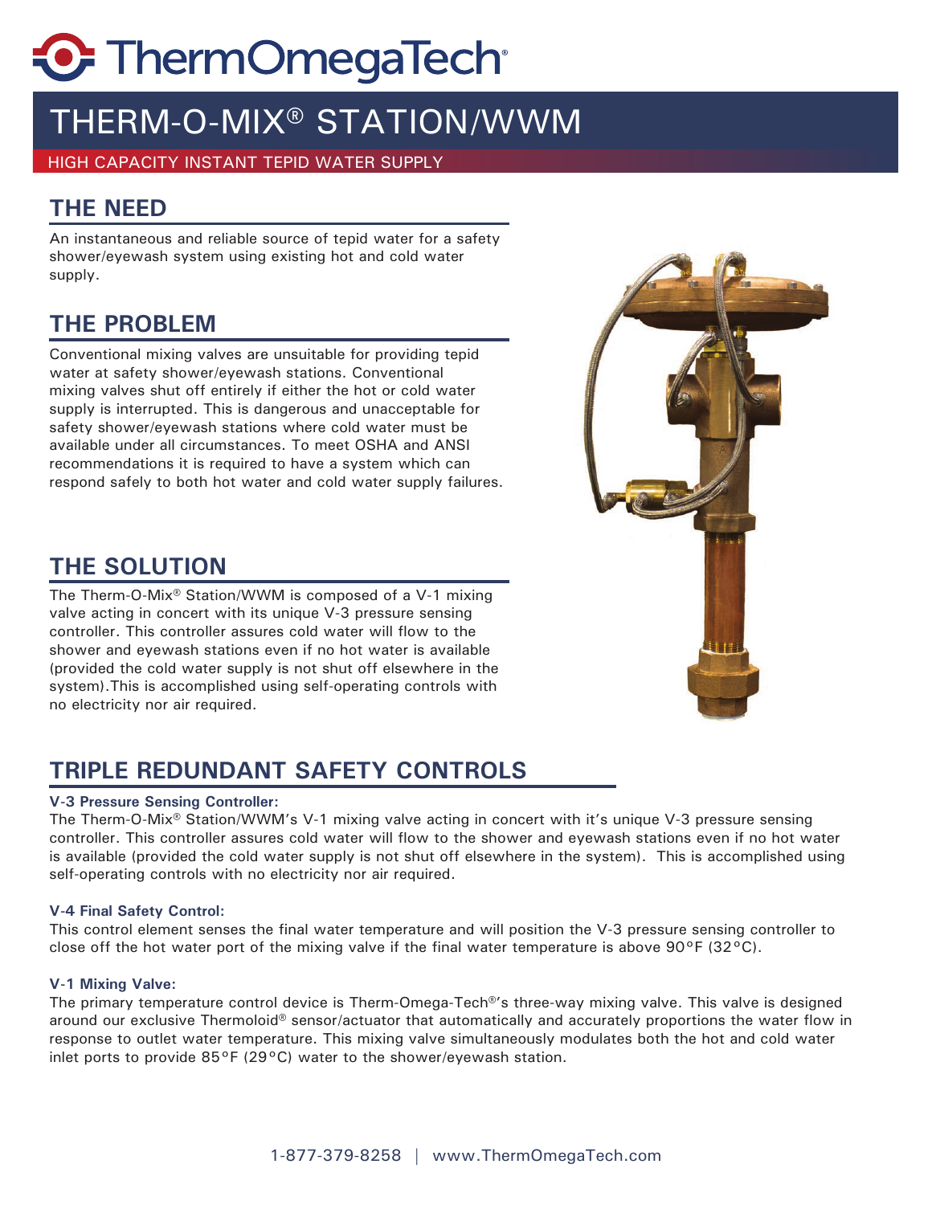# ThermOmegaTech®

# THERM-O-MIX® STATION/WWM

HIGH CAPACITY INSTANT TEPID WATER SUPPLY

## THE NEED

An instantaneous and reliable source of tepid water for a safety shower/eyewash system using existing hot and cold water supply.

## THE PROBLEM

Conventional mixing valves are unsuitable for providing tepid water at safety shower/eyewash stations. Conventional mixing valves shut off entirely if either the hot or cold water supply is interrupted. This is dangerous and unacceptable for safety shower/eyewash stations where cold water must be available under all circumstances. To meet OSHA and ANSI recommendations it is required to have a system which can respond safely to both hot water and cold water supply failures.

## THE SOLUTION

The Therm-O-Mix® Station/WWM is composed of a V-1 mixing valve acting in concert with its unique V-3 pressure sensing controller. This controller assures cold water will flow to the shower and eyewash stations even if no hot water is available (provided the cold water supply is not shut off elsewhere in the system).This is accomplished using self-operating controls with no electricity nor air required.

## TRIPLE REDUNDANT SAFETY CONTROLS

**V-3 Pressure Sensing Controller:**

The Therm-O-Mix® Station/WWM's V-1 mixing valve acting in concert with it's unique V-3 pressure sensing controller. This controller assures cold water will flow to the shower and eyewash stations even if no hot water is available (provided the cold water supply is not shut off elsewhere in the system). This is accomplished using self-operating controls with no electricity nor air required.

**V-4 Final Safety Control:**

This control element senses the final water temperature and will position the V-3 pressure sensing controller to close off the hot water port of the mixing valve if the final water temperature is above 90°F (32°C).

**V-1 Mixing Valve:**

The primary temperature control device is Therm-Omega-Tech®'s three-way mixing valve. This valve is designed around our exclusive Thermoloid® sensor/actuator that automatically and accurately proportions the water flow in response to outlet water temperature. This mixing valve simultaneously modulates both the hot and cold water inlet ports to provide 85°F (29°C) water to the shower/eyewash station.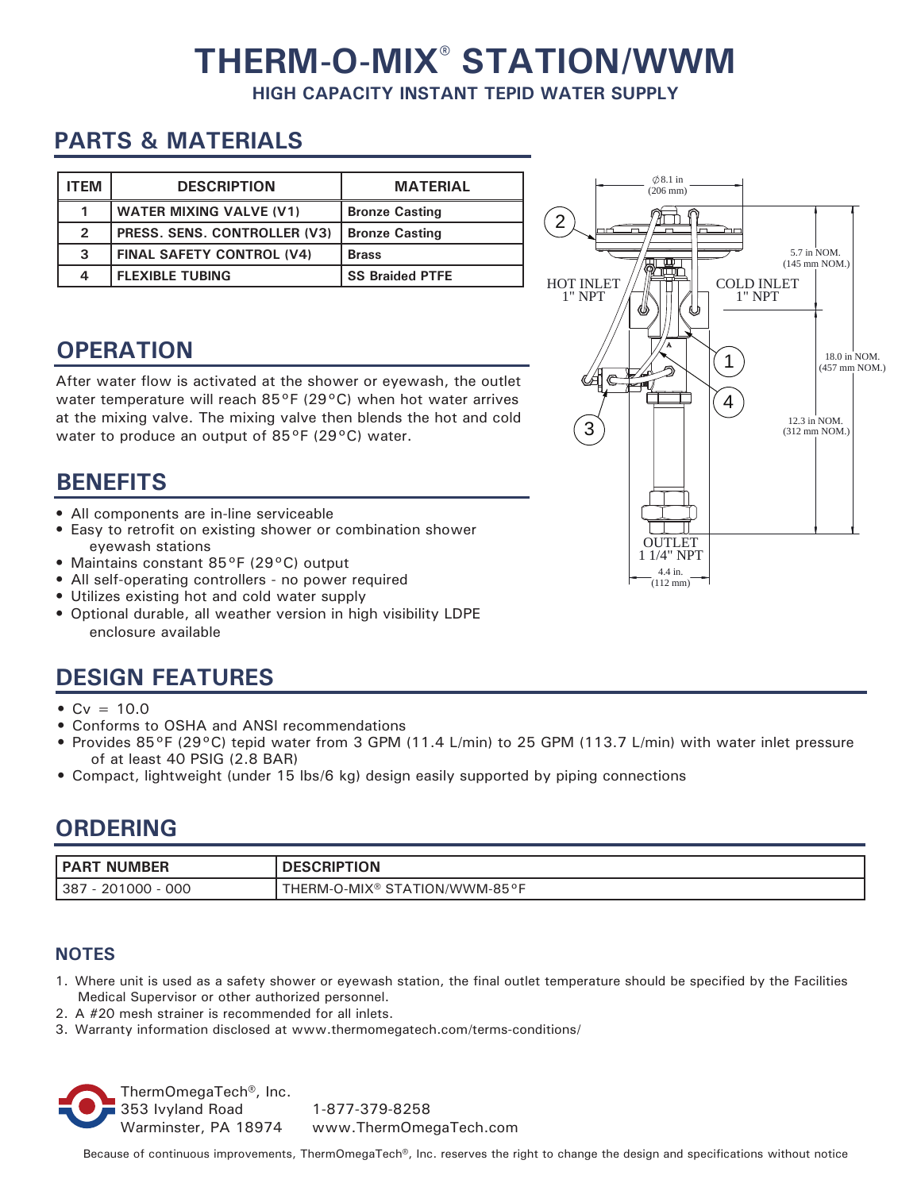# THERM-O-MIX® STATION/WWM

**HIGH CAPACITY INSTANT TEPID WATER SUPPLY**

## PARTS & MATERIALS

| ITEM | DESCRIPTION | MATERIAL |
|---|---|---|
| 1 | WATER MIXING VALVE (V1) | Bronze Casting |
| 2 | PRESS. SENS. CONTROLLER (V3) | Bronze Casting |
| 3 | FINAL SAFETY CONTROL (V4) | Brass |
| 4 | FLEXIBLE TUBING | SS Braided PTFE |

Ø8.1 in (206 mm)

5.7 in NOM. (145 mm NOM.)

HOT INLET 1" NPT

COLD INLET 1" NPT

18.0 in NOM. (457 mm NOM.)

12.3 in NOM. (312 mm NOM.)

OUTLET 1 1/4" NPT

4.4 in. (112 mm)

## OPERATION

After water flow is activated at the shower or eyewash, the outlet water temperature will reach 85°F (29°C) when hot water arrives at the mixing valve. The mixing valve then blends the hot and cold water to produce an output of 85°F (29°C) water.

## BENEFITS

- All components are in-line serviceable
- Easy to retrofit on existing shower or combination shower eyewash stations
- Maintains constant 85°F (29°C) output
- All self-operating controllers - no power required
- Utilizes existing hot and cold water supply
- Optional durable, all weather version in high visibility LDPE enclosure available

## DESIGN FEATURES

- Cv = 10.0
- Conforms to OSHA and ANSI recommendations
- Provides 85°F (29°C) tepid water from 3 GPM (11.4 L/min) to 25 GPM (113.7 L/min) with water inlet pressure of at least 40 PSIG (2.8 BAR)
- Compact, lightweight (under 15 lbs/6 kg) design easily supported by piping connections

## ORDERING

| PART NUMBER | DESCRIPTION |
|---|---|
| 387 - 201000 - 000 | THERM-O-MIX® STATION/WWM-85°F |

### NOTES

1. Where unit is used as a safety shower or eyewash station, the final outlet temperature should be specified by the Facilities Medical Supervisor or other authorized personnel.
2. A #20 mesh strainer is recommended for all inlets.
3. Warranty information disclosed at www.thermomegatech.com/terms-conditions/

ThermOmegaTech®, Inc.
353 Ivyland Road
Warminster, PA 18974

1-877-379-8258
www.ThermOmegaTech.com

Because of continuous improvements, ThermOmegaTech®, Inc. reserves the right to change the design and specifications without notice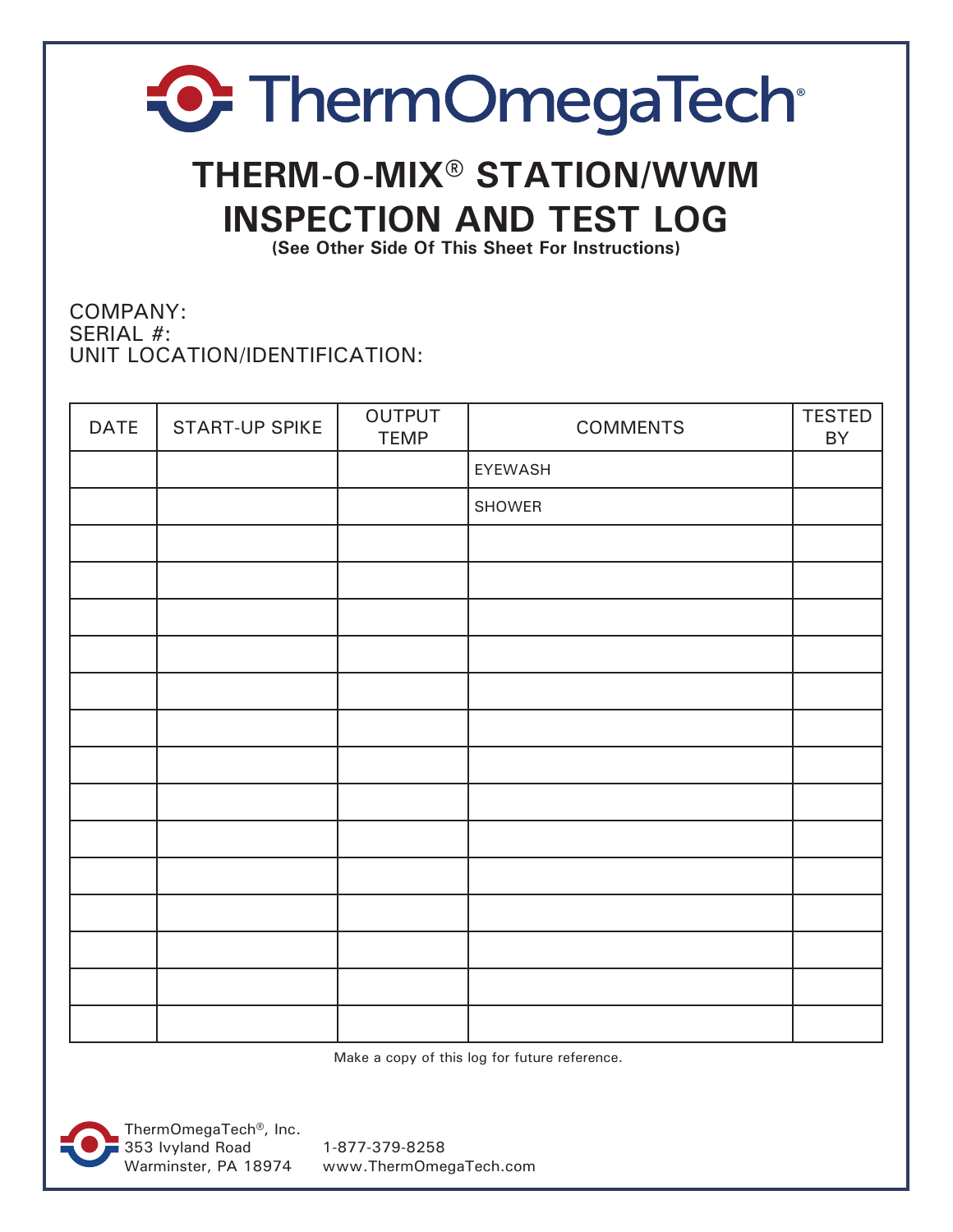# ThermOmegaTech®

## THERM-O-MIX® STATION/WWM INSPECTION AND TEST LOG

**(See Other Side Of This Sheet For Instructions)**

COMPANY:
SERIAL #:
UNIT LOCATION/IDENTIFICATION:

| DATE | START-UP SPIKE | OUTPUT TEMP | COMMENTS | TESTED BY |
|---|---|---|---|---|
| | | | EYEWASH | |
| | | | SHOWER | |
| | | | | |
| | | | | |
| | | | | |
| | | | | |
| | | | | |
| | | | | |
| | | | | |
| | | | | |
| | | | | |
| | | | | |
| | | | | |
| | | | | |
| | | | | |
| | | | | |

Make a copy of this log for future reference.

ThermOmegaTech®, Inc.
353 Ivyland Road
Warminster, PA 18974

1-877-379-8258
www.ThermOmegaTech.com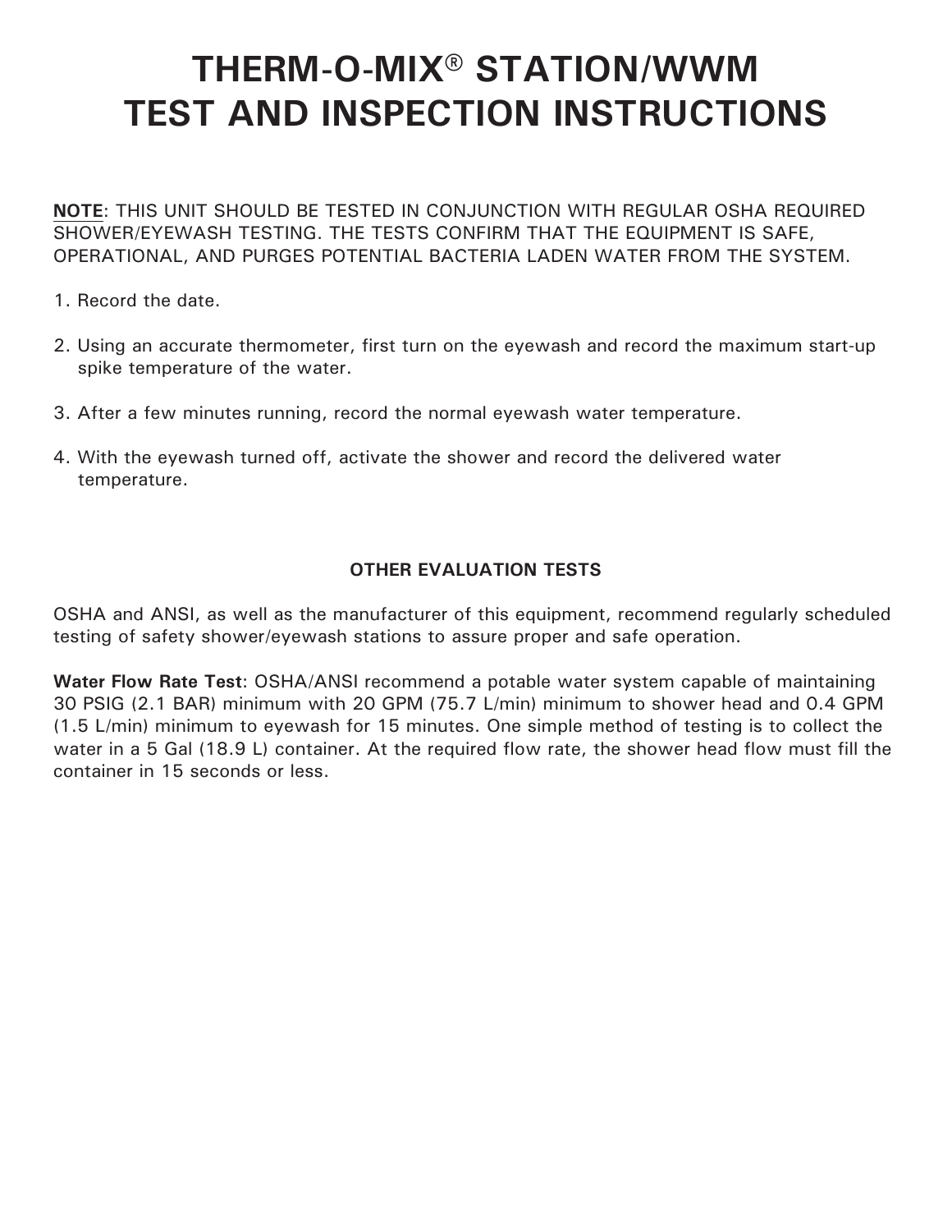# THERM-O-MIX® STATION/WWM TEST AND INSPECTION INSTRUCTIONS

<u>**NOTE**</u>: THIS UNIT SHOULD BE TESTED IN CONJUNCTION WITH REGULAR OSHA REQUIRED SHOWER/EYEWASH TESTING. THE TESTS CONFIRM THAT THE EQUIPMENT IS SAFE, OPERATIONAL, AND PURGES POTENTIAL BACTERIA LADEN WATER FROM THE SYSTEM.

1. Record the date.

2. Using an accurate thermometer, first turn on the eyewash and record the maximum start-up spike temperature of the water.

3. After a few minutes running, record the normal eyewash water temperature.

4. With the eyewash turned off, activate the shower and record the delivered water temperature.

## OTHER EVALUATION TESTS

OSHA and ANSI, as well as the manufacturer of this equipment, recommend regularly scheduled testing of safety shower/eyewash stations to assure proper and safe operation.

**Water Flow Rate Test**: OSHA/ANSI recommend a potable water system capable of maintaining 30 PSIG (2.1 BAR) minimum with 20 GPM (75.7 L/min) minimum to shower head and 0.4 GPM (1.5 L/min) minimum to eyewash for 15 minutes. One simple method of testing is to collect the water in a 5 Gal (18.9 L) container. At the required flow rate, the shower head flow must fill the container in 15 seconds or less.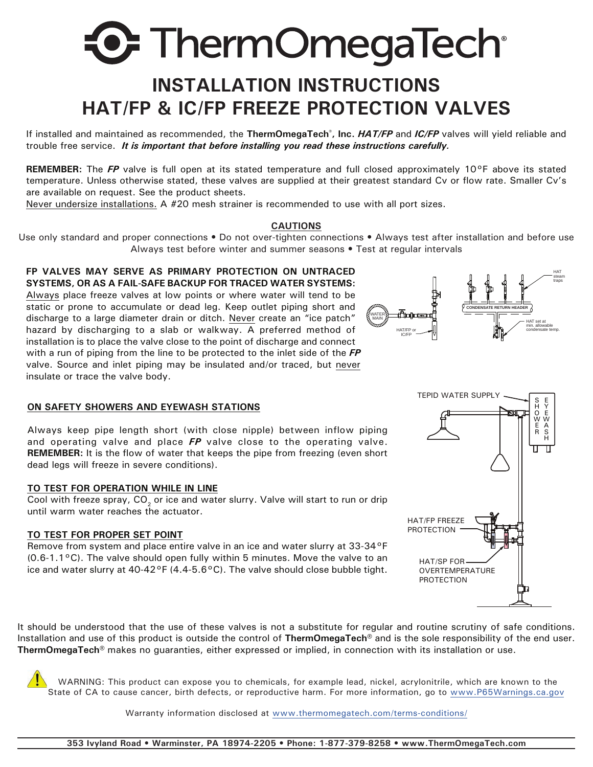# ThermOmegaTech®

# INSTALLATION INSTRUCTIONS
# HAT/FP & IC/FP FREEZE PROTECTION VALVES

If installed and maintained as recommended, the **ThermOmegaTech®, Inc.** ***HAT/FP*** and ***IC/FP*** valves will yield reliable and trouble free service. ***It is important that before installing you read these instructions carefully.***

**REMEMBER:** The ***FP*** valve is full open at its stated temperature and full closed approximately 10°F above its stated temperature. Unless otherwise stated, these valves are supplied at their greatest standard Cv or flow rate. Smaller Cv's are available on request. See the product sheets.

Never undersize installations. A #20 mesh strainer is recommended to use with all port sizes.

## CAUTIONS

Use only standard and proper connections • Do not over-tighten connections • Always test after installation and before use
Always test before winter and summer seasons • Test at regular intervals

**FP VALVES MAY SERVE AS PRIMARY PROTECTION ON UNTRACED SYSTEMS, OR AS A FAIL-SAFE BACKUP FOR TRACED WATER SYSTEMS:** Always place freeze valves at low points or where water will tend to be static or prone to accumulate or dead leg. Keep outlet piping short and discharge to a large diameter drain or ditch. Never create an "ice patch" hazard by discharging to a slab or walkway. A preferred method of installation is to place the valve close to the point of discharge and connect with a run of piping from the line to be protected to the inlet side of the ***FP*** valve. Source and inlet piping may be insulated and/or traced, but never insulate or trace the valve body.

WATER MAIN; HAT/FP or IC/FP; HAT steam traps; CONDENSATE RETURN HEADER; HAT set at min. allowable condensate temp.

### ON SAFETY SHOWERS AND EYEWASH STATIONS

Always keep pipe length short (with close nipple) between inflow piping and operating valve and place ***FP*** valve close to the operating valve. **REMEMBER:** It is the flow of water that keeps the pipe from freezing (even short dead legs will freeze in severe conditions).

### TO TEST FOR OPERATION WHILE IN LINE

Cool with freeze spray, $CO_2$ or ice and water slurry. Valve will start to run or drip until warm water reaches the actuator.

### TO TEST FOR PROPER SET POINT

Remove from system and place entire valve in an ice and water slurry at 33-34°F (0.6-1.1°C). The valve should open fully within 5 minutes. Move the valve to an ice and water slurry at 40-42°F (4.4-5.6°C). The valve should close bubble tight.

TEPID WATER SUPPLY; SHOWER; EYEWASH; HAT/FP FREEZE PROTECTION; HAT/SP FOR OVERTEMPERATURE PROTECTION

It should be understood that the use of these valves is not a substitute for regular and routine scrutiny of safe conditions. Installation and use of this product is outside the control of **ThermOmegaTech®** and is the sole responsibility of the end user. **ThermOmegaTech®** makes no guaranties, either expressed or implied, in connection with its installation or use.

WARNING: This product can expose you to chemicals, for example lead, nickel, acrylonitrile, which are known to the State of CA to cause cancer, birth defects, or reproductive harm. For more information, go to www.P65Warnings.ca.gov

Warranty information disclosed at www.thermomegatech.com/terms-conditions/

**353 Ivyland Road • Warminster, PA 18974-2205 • Phone: 1-877-379-8258 • www.ThermOmegaTech.com**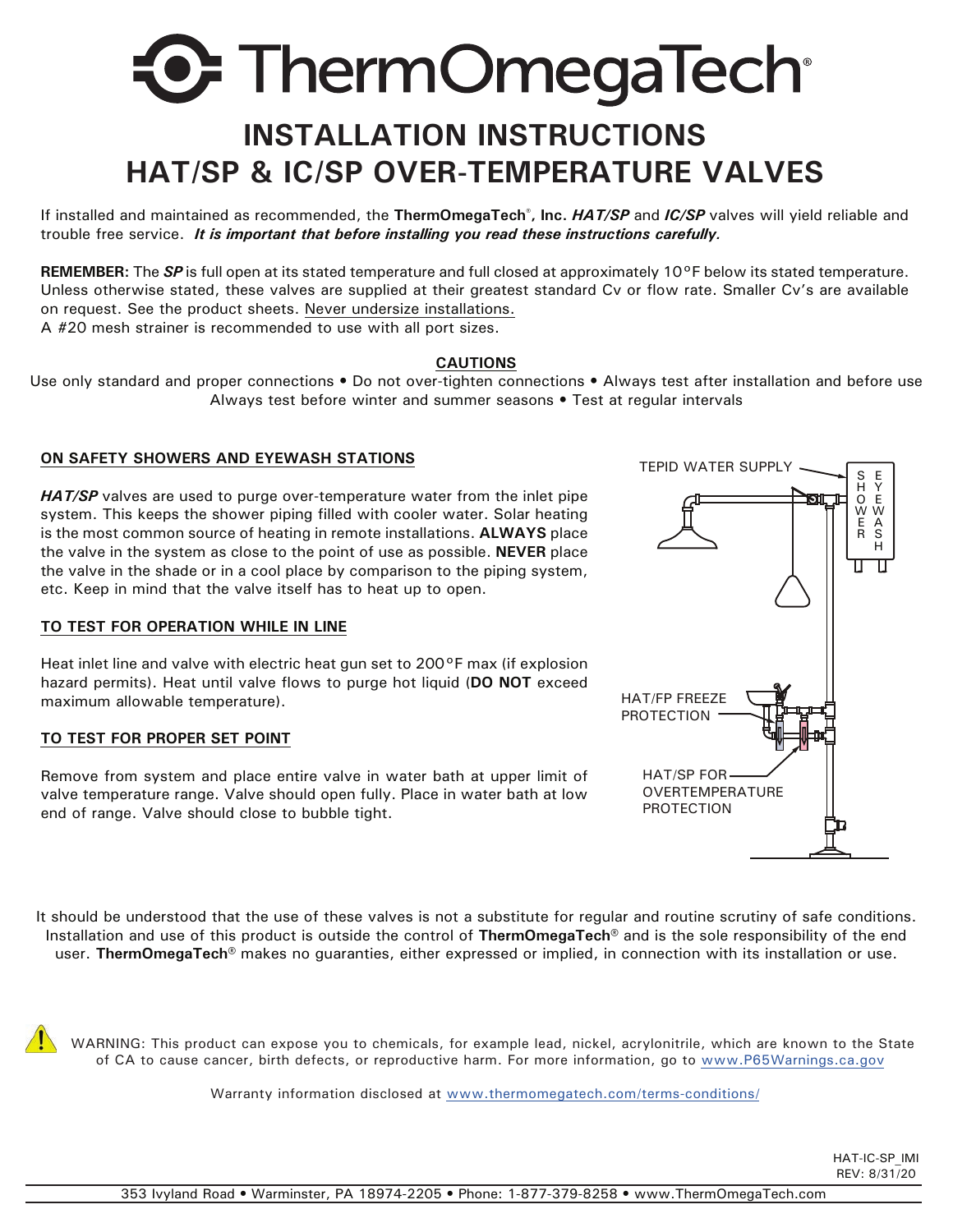# ThermOmegaTech®

## INSTALLATION INSTRUCTIONS
## HAT/SP & IC/SP OVER-TEMPERATURE VALVES

If installed and maintained as recommended, the **ThermOmegaTech®, Inc.** ***HAT/SP*** and ***IC/SP*** valves will yield reliable and trouble free service. ***It is important that before installing you read these instructions carefully.***

**REMEMBER:** The ***SP*** is full open at its stated temperature and full closed at approximately 10°F below its stated temperature. Unless otherwise stated, these valves are supplied at their greatest standard Cv or flow rate. Smaller Cv's are available on request. See the product sheets. Never undersize installations.
A #20 mesh strainer is recommended to use with all port sizes.

**CAUTIONS**

Use only standard and proper connections • Do not over-tighten connections • Always test after installation and before use
Always test before winter and summer seasons • Test at regular intervals

**ON SAFETY SHOWERS AND EYEWASH STATIONS**

***HAT/SP*** valves are used to purge over-temperature water from the inlet pipe system. This keeps the shower piping filled with cooler water. Solar heating is the most common source of heating in remote installations. **ALWAYS** place the valve in the system as close to the point of use as possible. **NEVER** place the valve in the shade or in a cool place by comparison to the piping system, etc. Keep in mind that the valve itself has to heat up to open.

**TO TEST FOR OPERATION WHILE IN LINE**

Heat inlet line and valve with electric heat gun set to 200°F max (if explosion hazard permits). Heat until valve flows to purge hot liquid (**DO NOT** exceed maximum allowable temperature).

**TO TEST FOR PROPER SET POINT**

Remove from system and place entire valve in water bath at upper limit of valve temperature range. Valve should open fully. Place in water bath at low end of range. Valve should close to bubble tight.

TEPID WATER SUPPLY

SHOWER

EYEWASH

HAT/FP FREEZE PROTECTION

HAT/SP FOR OVERTEMPERATURE PROTECTION

It should be understood that the use of these valves is not a substitute for regular and routine scrutiny of safe conditions. Installation and use of this product is outside the control of **ThermOmegaTech®** and is the sole responsibility of the end user. **ThermOmegaTech®** makes no guaranties, either expressed or implied, in connection with its installation or use.

WARNING: This product can expose you to chemicals, for example lead, nickel, acrylonitrile, which are known to the State of CA to cause cancer, birth defects, or reproductive harm. For more information, go to www.P65Warnings.ca.gov

Warranty information disclosed at www.thermomegatech.com/terms-conditions/

HAT-IC-SP_IMI
REV: 8/31/20

353 Ivyland Road • Warminster, PA 18974-2205 • Phone: 1-877-379-8258 • www.ThermOmegaTech.com